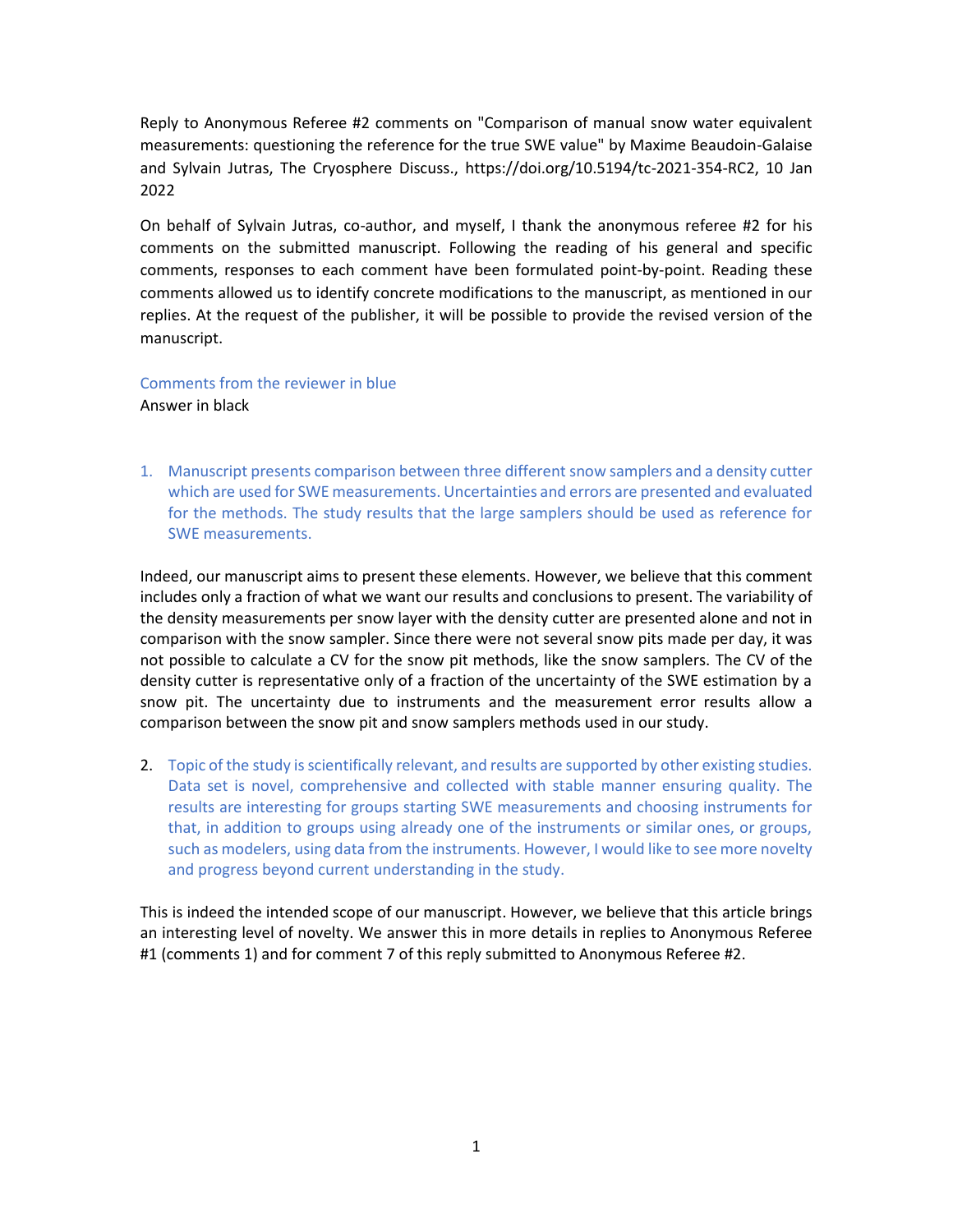Reply to Anonymous Referee #2 comments on "Comparison of manual snow water equivalent measurements: questioning the reference for the true SWE value" by Maxime Beaudoin-Galaise and Sylvain Jutras, The Cryosphere Discuss., https://doi.org/10.5194/tc-2021-354-RC2, 10 Jan 2022

On behalf of Sylvain Jutras, co-author, and myself, I thank the anonymous referee #2 for his comments on the submitted manuscript. Following the reading of his general and specific comments, responses to each comment have been formulated point-by-point. Reading these comments allowed us to identify concrete modifications to the manuscript, as mentioned in our replies. At the request of the publisher, it will be possible to provide the revised version of the manuscript.

Comments from the reviewer in blue
Answer in black

1. Manuscript presents comparison between three different snow samplers and a density cutter which are used for SWE measurements. Uncertainties and errors are presented and evaluated for the methods. The study results that the large samplers should be used as reference for SWE measurements.

Indeed, our manuscript aims to present these elements. However, we believe that this comment includes only a fraction of what we want our results and conclusions to present. The variability of the density measurements per snow layer with the density cutter are presented alone and not in comparison with the snow sampler. Since there were not several snow pits made per day, it was not possible to calculate a CV for the snow pit methods, like the snow samplers. The CV of the density cutter is representative only of a fraction of the uncertainty of the SWE estimation by a snow pit. The uncertainty due to instruments and the measurement error results allow a comparison between the snow pit and snow samplers methods used in our study.

2. Topic of the study is scientifically relevant, and results are supported by other existing studies. Data set is novel, comprehensive and collected with stable manner ensuring quality. The results are interesting for groups starting SWE measurements and choosing instruments for that, in addition to groups using already one of the instruments or similar ones, or groups, such as modelers, using data from the instruments. However, I would like to see more novelty and progress beyond current understanding in the study.

This is indeed the intended scope of our manuscript. However, we believe that this article brings an interesting level of novelty. We answer this in more details in replies to Anonymous Referee #1 (comments 1) and for comment 7 of this reply submitted to Anonymous Referee #2.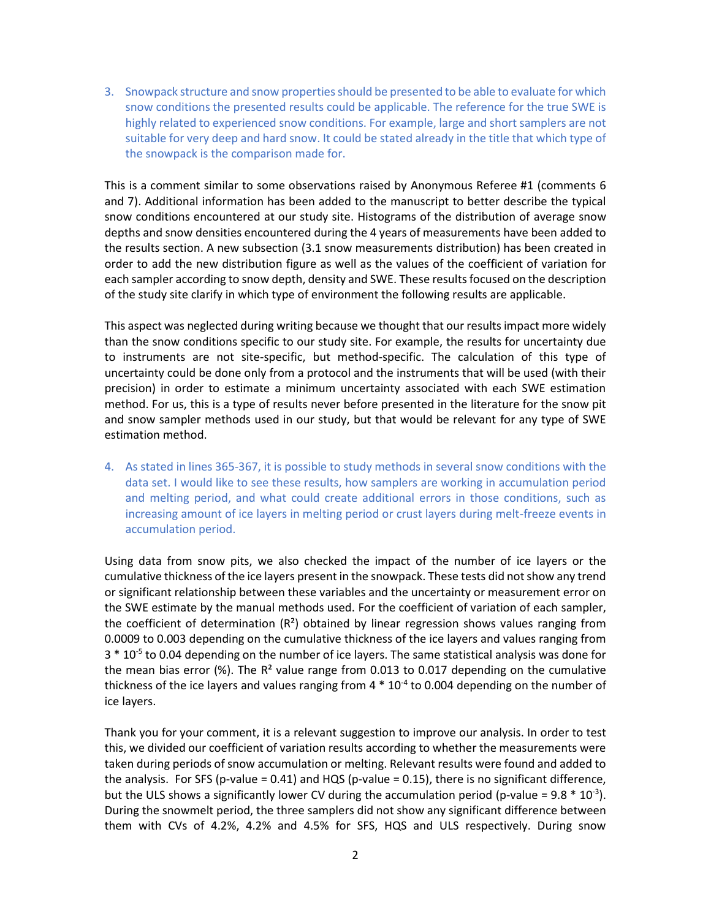3. Snowpack structure and snow properties should be presented to be able to evaluate for which snow conditions the presented results could be applicable. The reference for the true SWE is highly related to experienced snow conditions. For example, large and short samplers are not suitable for very deep and hard snow. It could be stated already in the title that which type of the snowpack is the comparison made for.

This is a comment similar to some observations raised by Anonymous Referee #1 (comments 6 and 7). Additional information has been added to the manuscript to better describe the typical snow conditions encountered at our study site. Histograms of the distribution of average snow depths and snow densities encountered during the 4 years of measurements have been added to the results section. A new subsection (3.1 snow measurements distribution) has been created in order to add the new distribution figure as well as the values of the coefficient of variation for each sampler according to snow depth, density and SWE. These results focused on the description of the study site clarify in which type of environment the following results are applicable.

This aspect was neglected during writing because we thought that our results impact more widely than the snow conditions specific to our study site. For example, the results for uncertainty due to instruments are not site-specific, but method-specific. The calculation of this type of uncertainty could be done only from a protocol and the instruments that will be used (with their precision) in order to estimate a minimum uncertainty associated with each SWE estimation method. For us, this is a type of results never before presented in the literature for the snow pit and snow sampler methods used in our study, but that would be relevant for any type of SWE estimation method.

4. As stated in lines 365-367, it is possible to study methods in several snow conditions with the data set. I would like to see these results, how samplers are working in accumulation period and melting period, and what could create additional errors in those conditions, such as increasing amount of ice layers in melting period or crust layers during melt-freeze events in accumulation period.

Using data from snow pits, we also checked the impact of the number of ice layers or the cumulative thickness of the ice layers present in the snowpack. These tests did not show any trend or significant relationship between these variables and the uncertainty or measurement error on the SWE estimate by the manual methods used. For the coefficient of variation of each sampler, the coefficient of determination ($R^2$) obtained by linear regression shows values ranging from 0.0009 to 0.003 depending on the cumulative thickness of the ice layers and values ranging from $3 * 10^{-5}$ to 0.04 depending on the number of ice layers. The same statistical analysis was done for the mean bias error (%). The $R^2$ value range from 0.013 to 0.017 depending on the cumulative thickness of the ice layers and values ranging from $4 * 10^{-4}$ to 0.004 depending on the number of ice layers.

Thank you for your comment, it is a relevant suggestion to improve our analysis. In order to test this, we divided our coefficient of variation results according to whether the measurements were taken during periods of snow accumulation or melting. Relevant results were found and added to the analysis. For SFS (p-value = 0.41) and HQS (p-value = 0.15), there is no significant difference, but the ULS shows a significantly lower CV during the accumulation period (p-value = $9.8 * 10^{-3}$). During the snowmelt period, the three samplers did not show any significant difference between them with CVs of 4.2%, 4.2% and 4.5% for SFS, HQS and ULS respectively. During snow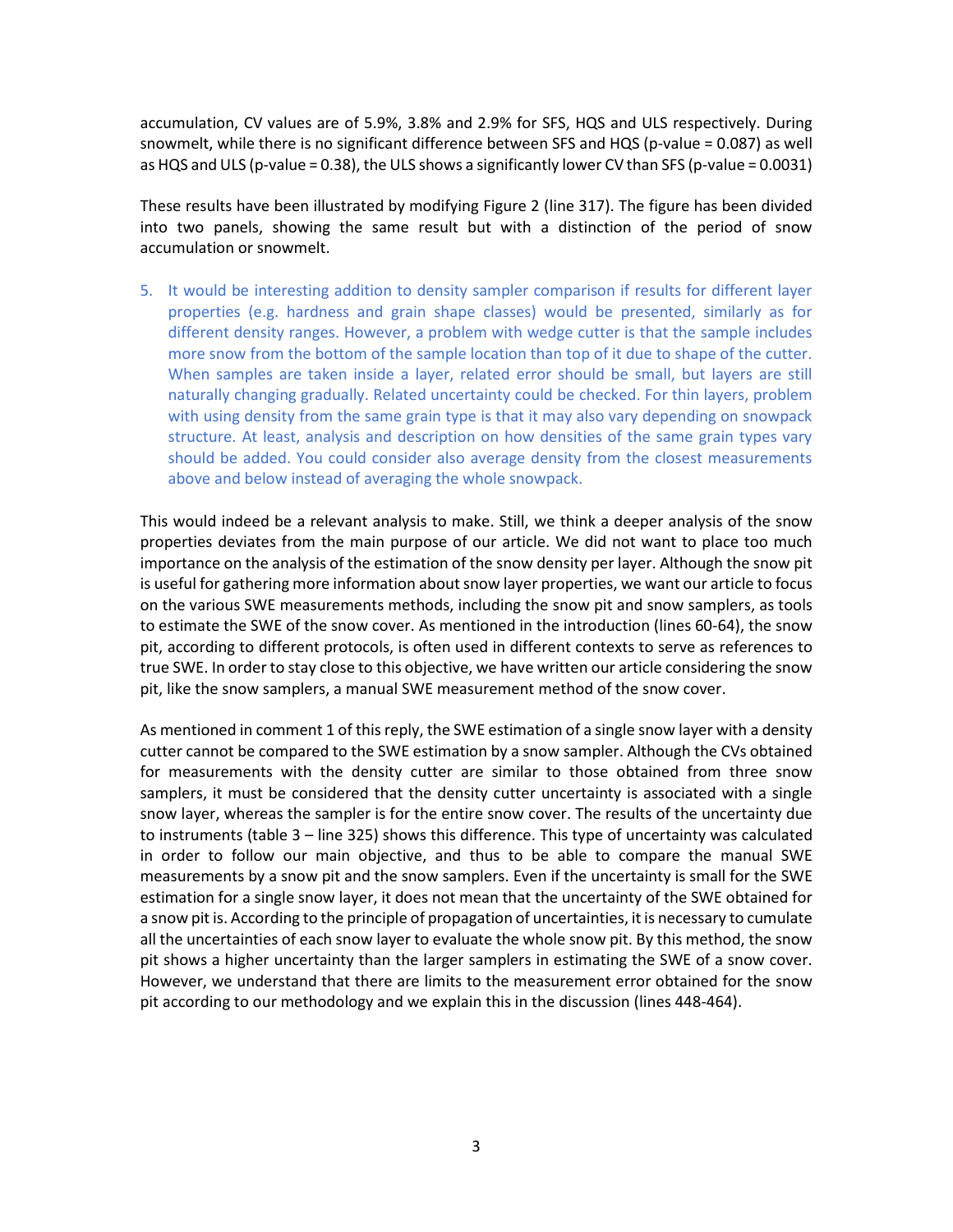accumulation, CV values are of 5.9%, 3.8% and 2.9% for SFS, HQS and ULS respectively. During snowmelt, while there is no significant difference between SFS and HQS (p-value = 0.087) as well as HQS and ULS (p-value = 0.38), the ULS shows a significantly lower CV than SFS (p-value = 0.0031)

These results have been illustrated by modifying Figure 2 (line 317). The figure has been divided into two panels, showing the same result but with a distinction of the period of snow accumulation or snowmelt.

5. It would be interesting addition to density sampler comparison if results for different layer properties (e.g. hardness and grain shape classes) would be presented, similarly as for different density ranges. However, a problem with wedge cutter is that the sample includes more snow from the bottom of the sample location than top of it due to shape of the cutter. When samples are taken inside a layer, related error should be small, but layers are still naturally changing gradually. Related uncertainty could be checked. For thin layers, problem with using density from the same grain type is that it may also vary depending on snowpack structure. At least, analysis and description on how densities of the same grain types vary should be added. You could consider also average density from the closest measurements above and below instead of averaging the whole snowpack.

This would indeed be a relevant analysis to make. Still, we think a deeper analysis of the snow properties deviates from the main purpose of our article. We did not want to place too much importance on the analysis of the estimation of the snow density per layer. Although the snow pit is useful for gathering more information about snow layer properties, we want our article to focus on the various SWE measurements methods, including the snow pit and snow samplers, as tools to estimate the SWE of the snow cover. As mentioned in the introduction (lines 60-64), the snow pit, according to different protocols, is often used in different contexts to serve as references to true SWE. In order to stay close to this objective, we have written our article considering the snow pit, like the snow samplers, a manual SWE measurement method of the snow cover.

As mentioned in comment 1 of this reply, the SWE estimation of a single snow layer with a density cutter cannot be compared to the SWE estimation by a snow sampler. Although the CVs obtained for measurements with the density cutter are similar to those obtained from three snow samplers, it must be considered that the density cutter uncertainty is associated with a single snow layer, whereas the sampler is for the entire snow cover. The results of the uncertainty due to instruments (table 3 – line 325) shows this difference. This type of uncertainty was calculated in order to follow our main objective, and thus to be able to compare the manual SWE measurements by a snow pit and the snow samplers. Even if the uncertainty is small for the SWE estimation for a single snow layer, it does not mean that the uncertainty of the SWE obtained for a snow pit is. According to the principle of propagation of uncertainties, it is necessary to cumulate all the uncertainties of each snow layer to evaluate the whole snow pit. By this method, the snow pit shows a higher uncertainty than the larger samplers in estimating the SWE of a snow cover. However, we understand that there are limits to the measurement error obtained for the snow pit according to our methodology and we explain this in the discussion (lines 448-464).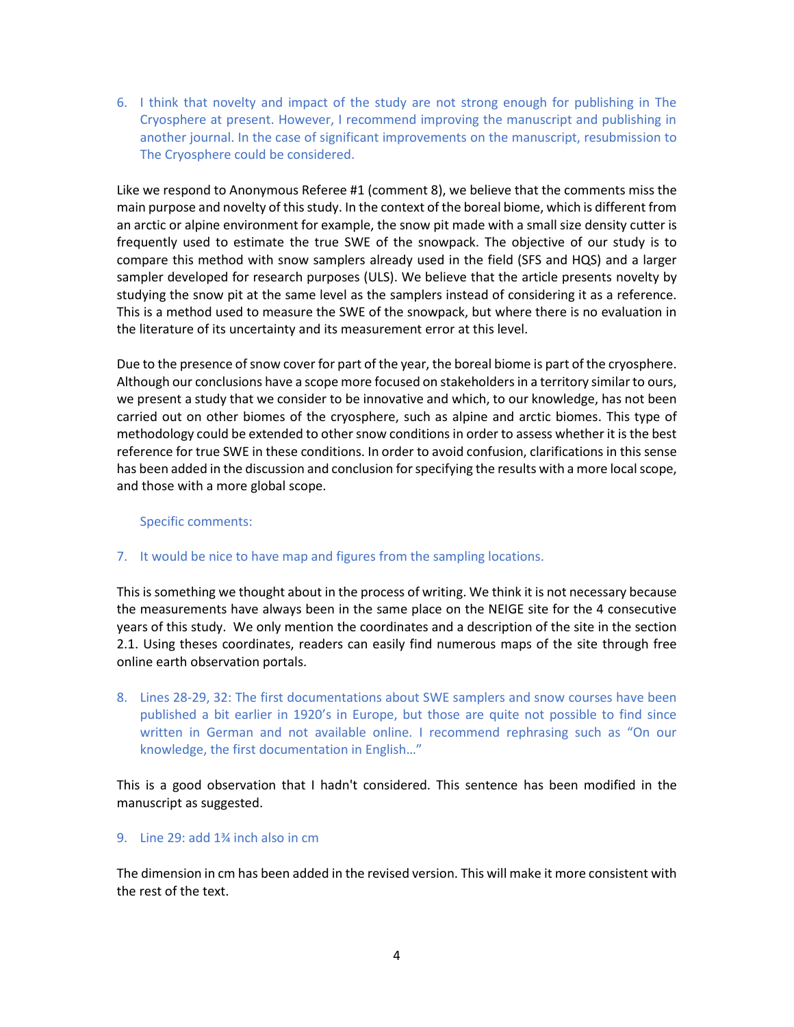6. I think that novelty and impact of the study are not strong enough for publishing in The Cryosphere at present. However, I recommend improving the manuscript and publishing in another journal. In the case of significant improvements on the manuscript, resubmission to The Cryosphere could be considered.

Like we respond to Anonymous Referee #1 (comment 8), we believe that the comments miss the main purpose and novelty of this study. In the context of the boreal biome, which is different from an arctic or alpine environment for example, the snow pit made with a small size density cutter is frequently used to estimate the true SWE of the snowpack. The objective of our study is to compare this method with snow samplers already used in the field (SFS and HQS) and a larger sampler developed for research purposes (ULS). We believe that the article presents novelty by studying the snow pit at the same level as the samplers instead of considering it as a reference. This is a method used to measure the SWE of the snowpack, but where there is no evaluation in the literature of its uncertainty and its measurement error at this level.

Due to the presence of snow cover for part of the year, the boreal biome is part of the cryosphere. Although our conclusions have a scope more focused on stakeholders in a territory similar to ours, we present a study that we consider to be innovative and which, to our knowledge, has not been carried out on other biomes of the cryosphere, such as alpine and arctic biomes. This type of methodology could be extended to other snow conditions in order to assess whether it is the best reference for true SWE in these conditions. In order to avoid confusion, clarifications in this sense has been added in the discussion and conclusion for specifying the results with a more local scope, and those with a more global scope.

Specific comments:

7. It would be nice to have map and figures from the sampling locations.

This is something we thought about in the process of writing. We think it is not necessary because the measurements have always been in the same place on the NEIGE site for the 4 consecutive years of this study. We only mention the coordinates and a description of the site in the section 2.1. Using theses coordinates, readers can easily find numerous maps of the site through free online earth observation portals.

8. Lines 28-29, 32: The first documentations about SWE samplers and snow courses have been published a bit earlier in 1920's in Europe, but those are quite not possible to find since written in German and not available online. I recommend rephrasing such as "On our knowledge, the first documentation in English…"

This is a good observation that I hadn't considered. This sentence has been modified in the manuscript as suggested.

9. Line 29: add 1¾ inch also in cm

The dimension in cm has been added in the revised version. This will make it more consistent with the rest of the text.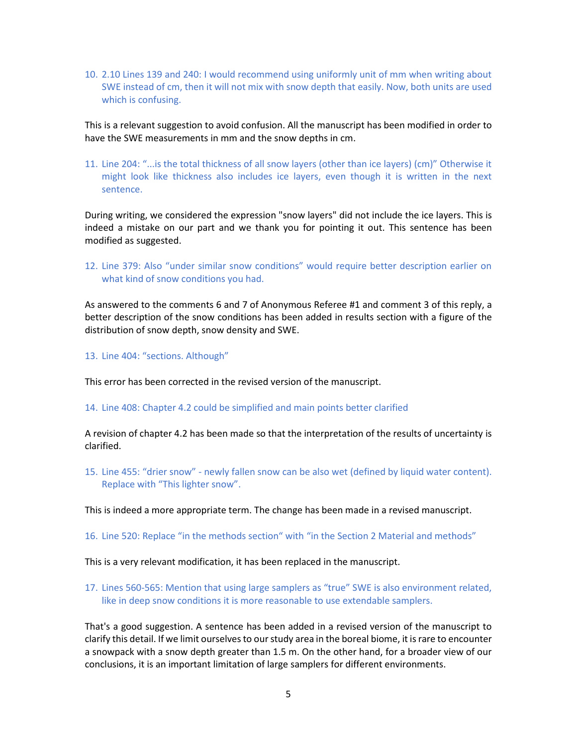10. 2.10 Lines 139 and 240: I would recommend using uniformly unit of mm when writing about SWE instead of cm, then it will not mix with snow depth that easily. Now, both units are used which is confusing.

This is a relevant suggestion to avoid confusion. All the manuscript has been modified in order to have the SWE measurements in mm and the snow depths in cm.

11. Line 204: "...is the total thickness of all snow layers (other than ice layers) (cm)" Otherwise it might look like thickness also includes ice layers, even though it is written in the next sentence.

During writing, we considered the expression "snow layers" did not include the ice layers. This is indeed a mistake on our part and we thank you for pointing it out. This sentence has been modified as suggested.

12. Line 379: Also "under similar snow conditions" would require better description earlier on what kind of snow conditions you had.

As answered to the comments 6 and 7 of Anonymous Referee #1 and comment 3 of this reply, a better description of the snow conditions has been added in results section with a figure of the distribution of snow depth, snow density and SWE.

13. Line 404: "sections. Although"

This error has been corrected in the revised version of the manuscript.

14. Line 408: Chapter 4.2 could be simplified and main points better clarified

A revision of chapter 4.2 has been made so that the interpretation of the results of uncertainty is clarified.

15. Line 455: "drier snow" - newly fallen snow can be also wet (defined by liquid water content). Replace with "This lighter snow".

This is indeed a more appropriate term. The change has been made in a revised manuscript.

16. Line 520: Replace "in the methods section" with "in the Section 2 Material and methods"

This is a very relevant modification, it has been replaced in the manuscript.

17. Lines 560-565: Mention that using large samplers as "true" SWE is also environment related, like in deep snow conditions it is more reasonable to use extendable samplers.

That's a good suggestion. A sentence has been added in a revised version of the manuscript to clarify this detail. If we limit ourselves to our study area in the boreal biome, it is rare to encounter a snowpack with a snow depth greater than 1.5 m. On the other hand, for a broader view of our conclusions, it is an important limitation of large samplers for different environments.